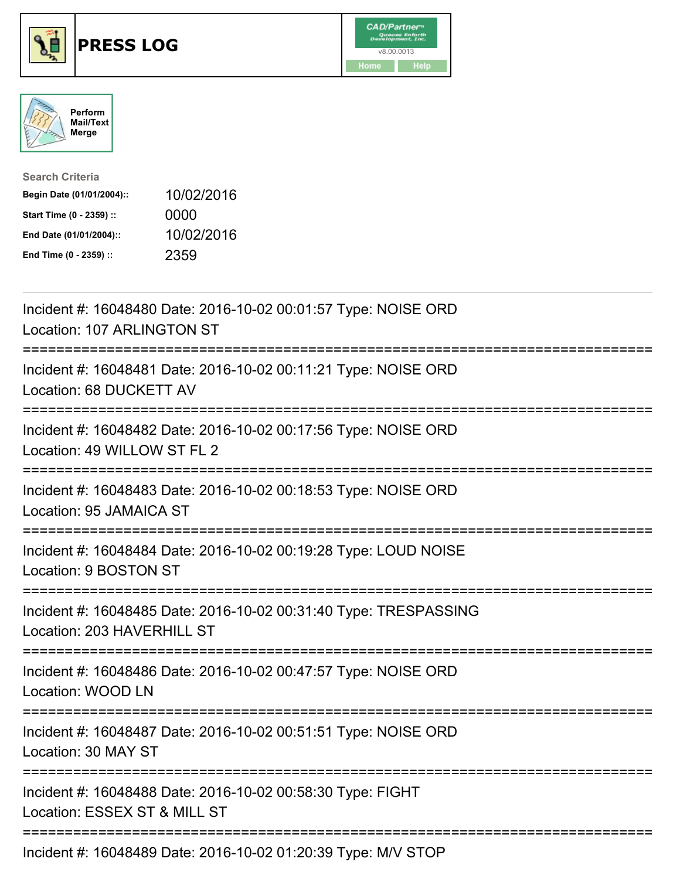# PRESS LOG

Perform Mail/Text Merge

Search Criteria

| | |
|---|---|
| **Begin Date (01/01/2004)::** | 10/02/2016 |
| **Start Time (0 - 2359) ::** | 0000 |
| **End Date (01/01/2004)::** | 10/02/2016 |
| **End Time (0 - 2359) ::** | 2359 |

---

Incident #: 16048480 Date: 2016-10-02 00:01:57 Type: NOISE ORD
Location: 107 ARLINGTON ST

===========================================================================

Incident #: 16048481 Date: 2016-10-02 00:11:21 Type: NOISE ORD
Location: 68 DUCKETT AV

===========================================================================

Incident #: 16048482 Date: 2016-10-02 00:17:56 Type: NOISE ORD
Location: 49 WILLOW ST FL 2

===========================================================================

Incident #: 16048483 Date: 2016-10-02 00:18:53 Type: NOISE ORD
Location: 95 JAMAICA ST

===========================================================================

Incident #: 16048484 Date: 2016-10-02 00:19:28 Type: LOUD NOISE
Location: 9 BOSTON ST

===========================================================================

Incident #: 16048485 Date: 2016-10-02 00:31:40 Type: TRESPASSING
Location: 203 HAVERHILL ST

===========================================================================

Incident #: 16048486 Date: 2016-10-02 00:47:57 Type: NOISE ORD
Location: WOOD LN

===========================================================================

Incident #: 16048487 Date: 2016-10-02 00:51:51 Type: NOISE ORD
Location: 30 MAY ST

===========================================================================

Incident #: 16048488 Date: 2016-10-02 00:58:30 Type: FIGHT
Location: ESSEX ST & MILL ST

===========================================================================

Incident #: 16048489 Date: 2016-10-02 01:20:39 Type: M/V STOP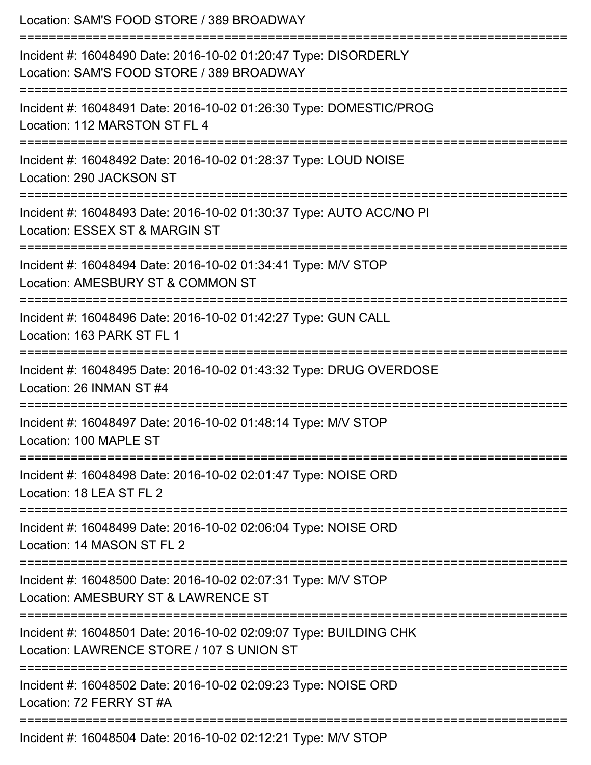Location: SAM'S FOOD STORE / 389 BROADWAY

===========================================================================

Incident #: 16048490 Date: 2016-10-02 01:20:47 Type: DISORDERLY
Location: SAM'S FOOD STORE / 389 BROADWAY

===========================================================================

Incident #: 16048491 Date: 2016-10-02 01:26:30 Type: DOMESTIC/PROG
Location: 112 MARSTON ST FL 4

===========================================================================

Incident #: 16048492 Date: 2016-10-02 01:28:37 Type: LOUD NOISE
Location: 290 JACKSON ST

===========================================================================

Incident #: 16048493 Date: 2016-10-02 01:30:37 Type: AUTO ACC/NO PI
Location: ESSEX ST & MARGIN ST

===========================================================================

Incident #: 16048494 Date: 2016-10-02 01:34:41 Type: M/V STOP
Location: AMESBURY ST & COMMON ST

===========================================================================

Incident #: 16048496 Date: 2016-10-02 01:42:27 Type: GUN CALL
Location: 163 PARK ST FL 1

===========================================================================

Incident #: 16048495 Date: 2016-10-02 01:43:32 Type: DRUG OVERDOSE
Location: 26 INMAN ST #4

===========================================================================

Incident #: 16048497 Date: 2016-10-02 01:48:14 Type: M/V STOP
Location: 100 MAPLE ST

===========================================================================

Incident #: 16048498 Date: 2016-10-02 02:01:47 Type: NOISE ORD
Location: 18 LEA ST FL 2

===========================================================================

Incident #: 16048499 Date: 2016-10-02 02:06:04 Type: NOISE ORD
Location: 14 MASON ST FL 2

===========================================================================

Incident #: 16048500 Date: 2016-10-02 02:07:31 Type: M/V STOP
Location: AMESBURY ST & LAWRENCE ST

===========================================================================

Incident #: 16048501 Date: 2016-10-02 02:09:07 Type: BUILDING CHK
Location: LAWRENCE STORE / 107 S UNION ST

===========================================================================

Incident #: 16048502 Date: 2016-10-02 02:09:23 Type: NOISE ORD
Location: 72 FERRY ST #A

===========================================================================

Incident #: 16048504 Date: 2016-10-02 02:12:21 Type: M/V STOP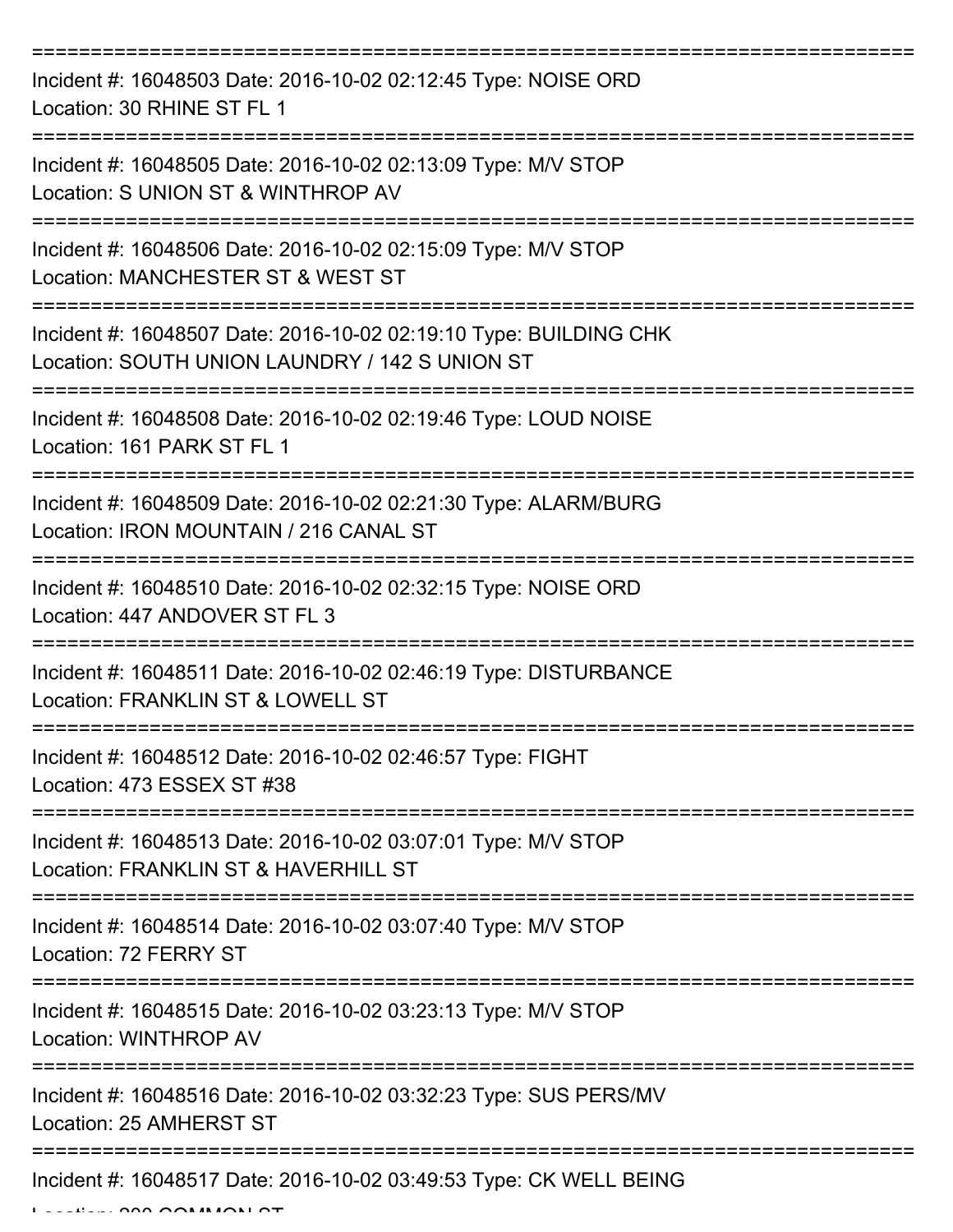===========================================================================

Incident #: 16048503 Date: 2016-10-02 02:12:45 Type: NOISE ORD
Location: 30 RHINE ST FL 1

===========================================================================

Incident #: 16048505 Date: 2016-10-02 02:13:09 Type: M/V STOP
Location: S UNION ST & WINTHROP AV

===========================================================================

Incident #: 16048506 Date: 2016-10-02 02:15:09 Type: M/V STOP
Location: MANCHESTER ST & WEST ST

===========================================================================

Incident #: 16048507 Date: 2016-10-02 02:19:10 Type: BUILDING CHK
Location: SOUTH UNION LAUNDRY / 142 S UNION ST

===========================================================================

Incident #: 16048508 Date: 2016-10-02 02:19:46 Type: LOUD NOISE
Location: 161 PARK ST FL 1

===========================================================================

Incident #: 16048509 Date: 2016-10-02 02:21:30 Type: ALARM/BURG
Location: IRON MOUNTAIN / 216 CANAL ST

===========================================================================

Incident #: 16048510 Date: 2016-10-02 02:32:15 Type: NOISE ORD
Location: 447 ANDOVER ST FL 3

===========================================================================

Incident #: 16048511 Date: 2016-10-02 02:46:19 Type: DISTURBANCE
Location: FRANKLIN ST & LOWELL ST

===========================================================================

Incident #: 16048512 Date: 2016-10-02 02:46:57 Type: FIGHT
Location: 473 ESSEX ST #38

===========================================================================

Incident #: 16048513 Date: 2016-10-02 03:07:01 Type: M/V STOP
Location: FRANKLIN ST & HAVERHILL ST

===========================================================================

Incident #: 16048514 Date: 2016-10-02 03:07:40 Type: M/V STOP
Location: 72 FERRY ST

===========================================================================

Incident #: 16048515 Date: 2016-10-02 03:23:13 Type: M/V STOP
Location: WINTHROP AV

===========================================================================

Incident #: 16048516 Date: 2016-10-02 03:32:23 Type: SUS PERS/MV
Location: 25 AMHERST ST

===========================================================================

Incident #: 16048517 Date: 2016-10-02 03:49:53 Type: CK WELL BEING
Location: 200 COMMON ST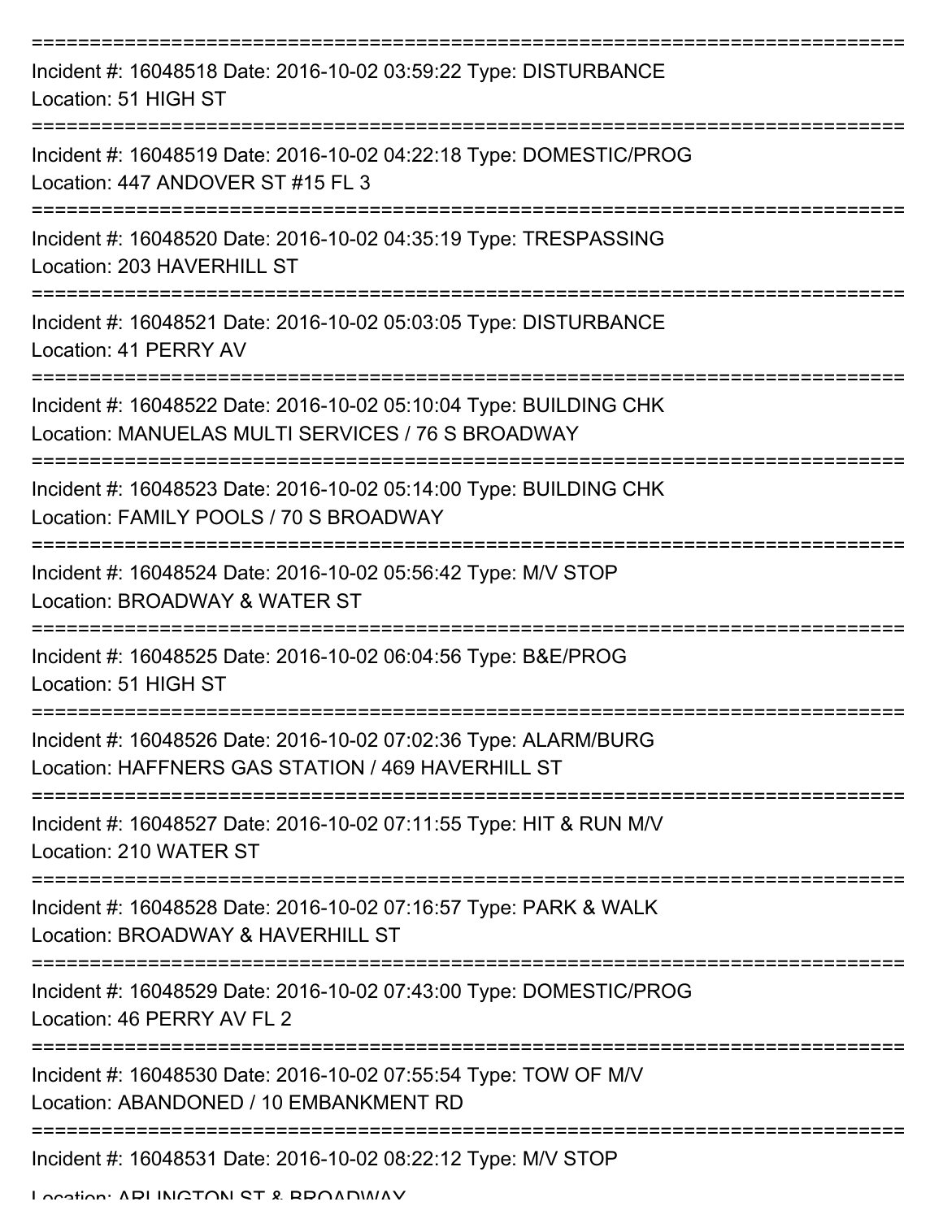Incident #: 16048518 Date: 2016-10-02 03:59:22 Type: DISTURBANCE
Location: 51 HIGH ST

Incident #: 16048519 Date: 2016-10-02 04:22:18 Type: DOMESTIC/PROG
Location: 447 ANDOVER ST #15 FL 3

Incident #: 16048520 Date: 2016-10-02 04:35:19 Type: TRESPASSING
Location: 203 HAVERHILL ST

Incident #: 16048521 Date: 2016-10-02 05:03:05 Type: DISTURBANCE
Location: 41 PERRY AV

Incident #: 16048522 Date: 2016-10-02 05:10:04 Type: BUILDING CHK
Location: MANUELAS MULTI SERVICES / 76 S BROADWAY

Incident #: 16048523 Date: 2016-10-02 05:14:00 Type: BUILDING CHK
Location: FAMILY POOLS / 70 S BROADWAY

Incident #: 16048524 Date: 2016-10-02 05:56:42 Type: M/V STOP
Location: BROADWAY & WATER ST

Incident #: 16048525 Date: 2016-10-02 06:04:56 Type: B&E/PROG
Location: 51 HIGH ST

Incident #: 16048526 Date: 2016-10-02 07:02:36 Type: ALARM/BURG
Location: HAFFNERS GAS STATION / 469 HAVERHILL ST

Incident #: 16048527 Date: 2016-10-02 07:11:55 Type: HIT & RUN M/V
Location: 210 WATER ST

Incident #: 16048528 Date: 2016-10-02 07:16:57 Type: PARK & WALK
Location: BROADWAY & HAVERHILL ST

Incident #: 16048529 Date: 2016-10-02 07:43:00 Type: DOMESTIC/PROG
Location: 46 PERRY AV FL 2

Incident #: 16048530 Date: 2016-10-02 07:55:54 Type: TOW OF M/V
Location: ABANDONED / 10 EMBANKMENT RD

Incident #: 16048531 Date: 2016-10-02 08:22:12 Type: M/V STOP
Location: ARLINGTON ST & BROADWAY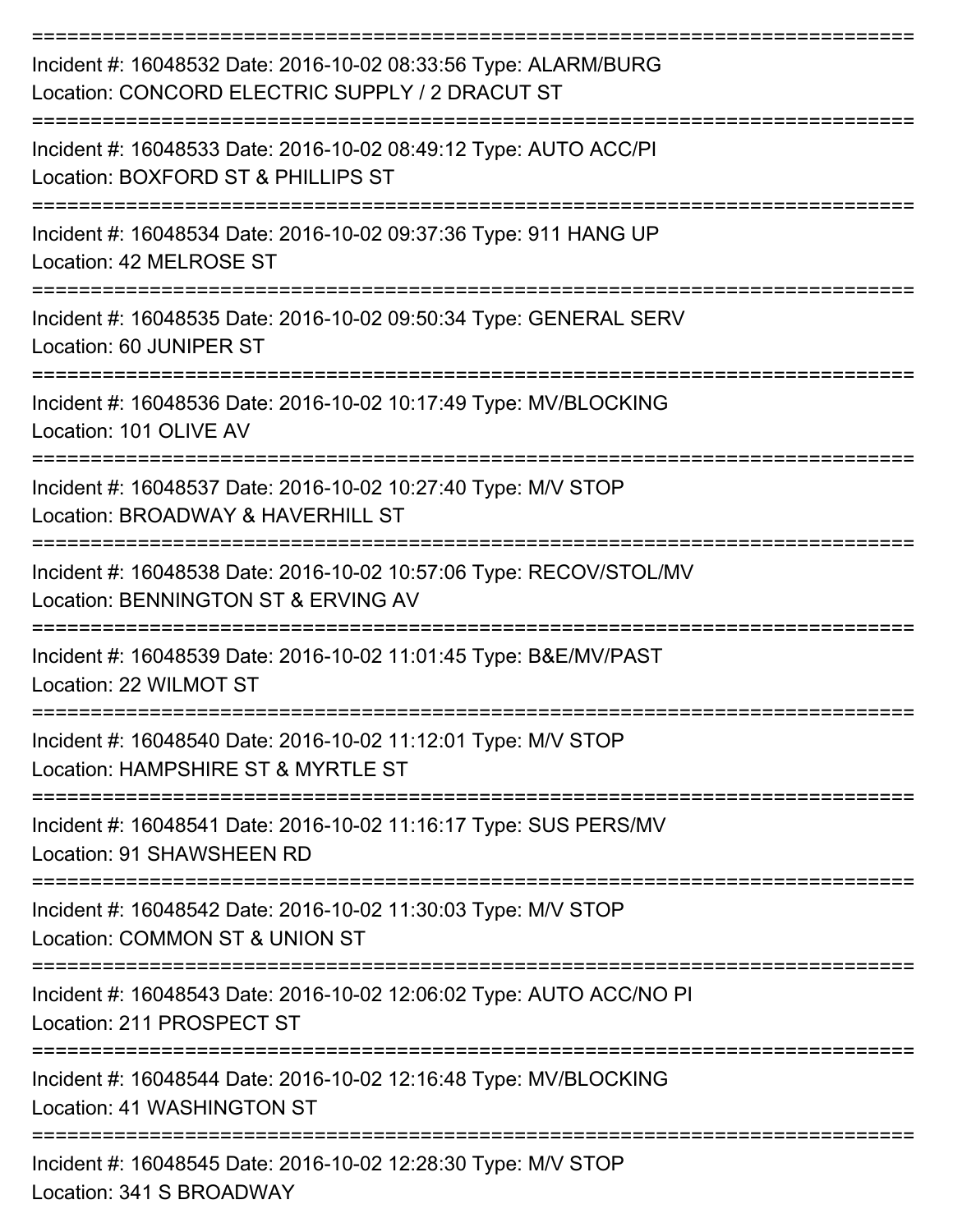===========================================================================

Incident #: 16048532 Date: 2016-10-02 08:33:56 Type: ALARM/BURG
Location: CONCORD ELECTRIC SUPPLY / 2 DRACUT ST

===========================================================================

Incident #: 16048533 Date: 2016-10-02 08:49:12 Type: AUTO ACC/PI
Location: BOXFORD ST & PHILLIPS ST

===========================================================================

Incident #: 16048534 Date: 2016-10-02 09:37:36 Type: 911 HANG UP
Location: 42 MELROSE ST

===========================================================================

Incident #: 16048535 Date: 2016-10-02 09:50:34 Type: GENERAL SERV
Location: 60 JUNIPER ST

===========================================================================

Incident #: 16048536 Date: 2016-10-02 10:17:49 Type: MV/BLOCKING
Location: 101 OLIVE AV

===========================================================================

Incident #: 16048537 Date: 2016-10-02 10:27:40 Type: M/V STOP
Location: BROADWAY & HAVERHILL ST

===========================================================================

Incident #: 16048538 Date: 2016-10-02 10:57:06 Type: RECOV/STOL/MV
Location: BENNINGTON ST & ERVING AV

===========================================================================

Incident #: 16048539 Date: 2016-10-02 11:01:45 Type: B&E/MV/PAST
Location: 22 WILMOT ST

===========================================================================

Incident #: 16048540 Date: 2016-10-02 11:12:01 Type: M/V STOP
Location: HAMPSHIRE ST & MYRTLE ST

===========================================================================

Incident #: 16048541 Date: 2016-10-02 11:16:17 Type: SUS PERS/MV
Location: 91 SHAWSHEEN RD

===========================================================================

Incident #: 16048542 Date: 2016-10-02 11:30:03 Type: M/V STOP
Location: COMMON ST & UNION ST

===========================================================================

Incident #: 16048543 Date: 2016-10-02 12:06:02 Type: AUTO ACC/NO PI
Location: 211 PROSPECT ST

===========================================================================

Incident #: 16048544 Date: 2016-10-02 12:16:48 Type: MV/BLOCKING
Location: 41 WASHINGTON ST

===========================================================================

Incident #: 16048545 Date: 2016-10-02 12:28:30 Type: M/V STOP
Location: 341 S BROADWAY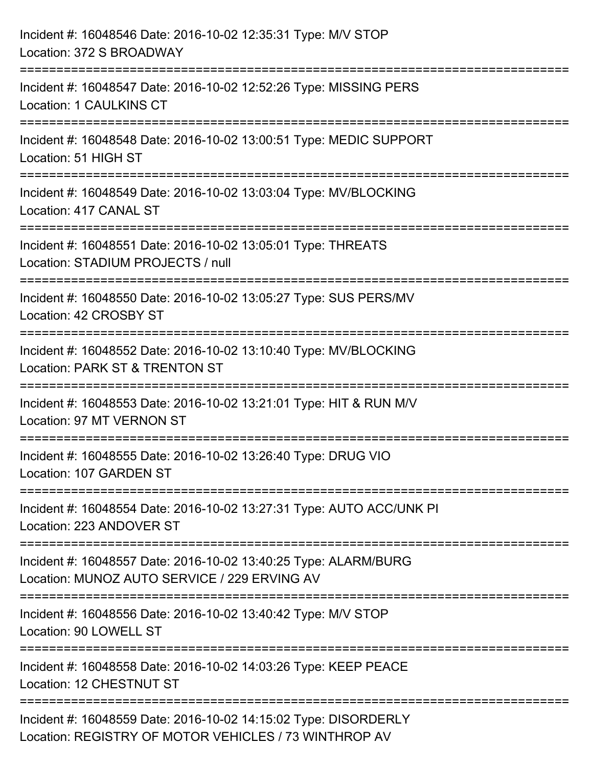Incident #: 16048546 Date: 2016-10-02 12:35:31 Type: M/V STOP
Location: 372 S BROADWAY

===========================================================================

Incident #: 16048547 Date: 2016-10-02 12:52:26 Type: MISSING PERS
Location: 1 CAULKINS CT

===========================================================================

Incident #: 16048548 Date: 2016-10-02 13:00:51 Type: MEDIC SUPPORT
Location: 51 HIGH ST

===========================================================================

Incident #: 16048549 Date: 2016-10-02 13:03:04 Type: MV/BLOCKING
Location: 417 CANAL ST

===========================================================================

Incident #: 16048551 Date: 2016-10-02 13:05:01 Type: THREATS
Location: STADIUM PROJECTS / null

===========================================================================

Incident #: 16048550 Date: 2016-10-02 13:05:27 Type: SUS PERS/MV
Location: 42 CROSBY ST

===========================================================================

Incident #: 16048552 Date: 2016-10-02 13:10:40 Type: MV/BLOCKING
Location: PARK ST & TRENTON ST

===========================================================================

Incident #: 16048553 Date: 2016-10-02 13:21:01 Type: HIT & RUN M/V
Location: 97 MT VERNON ST

===========================================================================

Incident #: 16048555 Date: 2016-10-02 13:26:40 Type: DRUG VIO
Location: 107 GARDEN ST

===========================================================================

Incident #: 16048554 Date: 2016-10-02 13:27:31 Type: AUTO ACC/UNK PI
Location: 223 ANDOVER ST

===========================================================================

Incident #: 16048557 Date: 2016-10-02 13:40:25 Type: ALARM/BURG
Location: MUNOZ AUTO SERVICE / 229 ERVING AV

===========================================================================

Incident #: 16048556 Date: 2016-10-02 13:40:42 Type: M/V STOP
Location: 90 LOWELL ST

===========================================================================

Incident #: 16048558 Date: 2016-10-02 14:03:26 Type: KEEP PEACE
Location: 12 CHESTNUT ST

===========================================================================

Incident #: 16048559 Date: 2016-10-02 14:15:02 Type: DISORDERLY
Location: REGISTRY OF MOTOR VEHICLES / 73 WINTHROP AV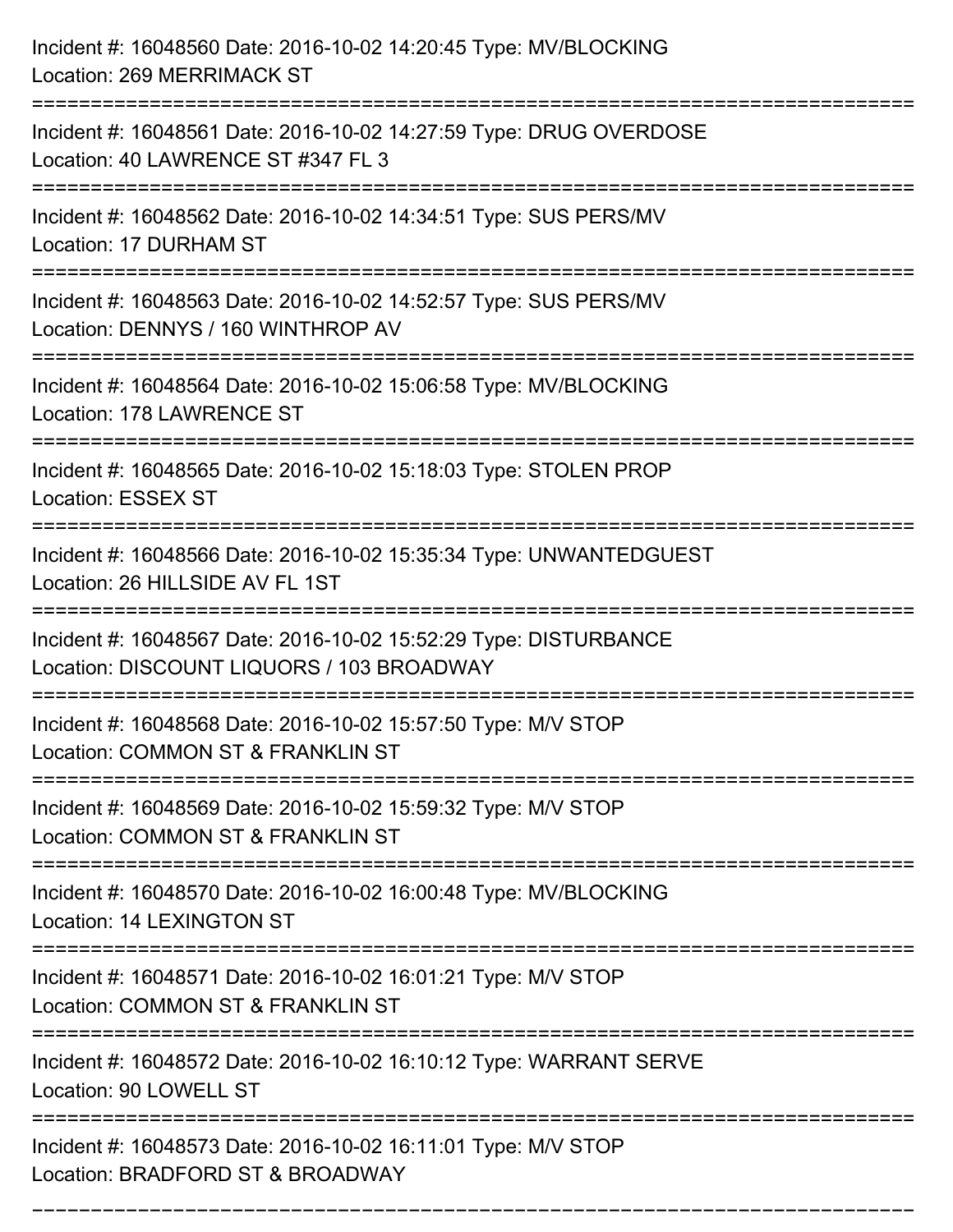Incident #: 16048560 Date: 2016-10-02 14:20:45 Type: MV/BLOCKING
Location: 269 MERRIMACK ST

===========================================================================

Incident #: 16048561 Date: 2016-10-02 14:27:59 Type: DRUG OVERDOSE
Location: 40 LAWRENCE ST #347 FL 3

===========================================================================

Incident #: 16048562 Date: 2016-10-02 14:34:51 Type: SUS PERS/MV
Location: 17 DURHAM ST

===========================================================================

Incident #: 16048563 Date: 2016-10-02 14:52:57 Type: SUS PERS/MV
Location: DENNYS / 160 WINTHROP AV

===========================================================================

Incident #: 16048564 Date: 2016-10-02 15:06:58 Type: MV/BLOCKING
Location: 178 LAWRENCE ST

===========================================================================

Incident #: 16048565 Date: 2016-10-02 15:18:03 Type: STOLEN PROP
Location: ESSEX ST

===========================================================================

Incident #: 16048566 Date: 2016-10-02 15:35:34 Type: UNWANTEDGUEST
Location: 26 HILLSIDE AV FL 1ST

===========================================================================

Incident #: 16048567 Date: 2016-10-02 15:52:29 Type: DISTURBANCE
Location: DISCOUNT LIQUORS / 103 BROADWAY

===========================================================================

Incident #: 16048568 Date: 2016-10-02 15:57:50 Type: M/V STOP
Location: COMMON ST & FRANKLIN ST

===========================================================================

Incident #: 16048569 Date: 2016-10-02 15:59:32 Type: M/V STOP
Location: COMMON ST & FRANKLIN ST

===========================================================================

Incident #: 16048570 Date: 2016-10-02 16:00:48 Type: MV/BLOCKING
Location: 14 LEXINGTON ST

===========================================================================

Incident #: 16048571 Date: 2016-10-02 16:01:21 Type: M/V STOP
Location: COMMON ST & FRANKLIN ST

===========================================================================

Incident #: 16048572 Date: 2016-10-02 16:10:12 Type: WARRANT SERVE
Location: 90 LOWELL ST

===========================================================================

Incident #: 16048573 Date: 2016-10-02 16:11:01 Type: M/V STOP
Location: BRADFORD ST & BROADWAY

===========================================================================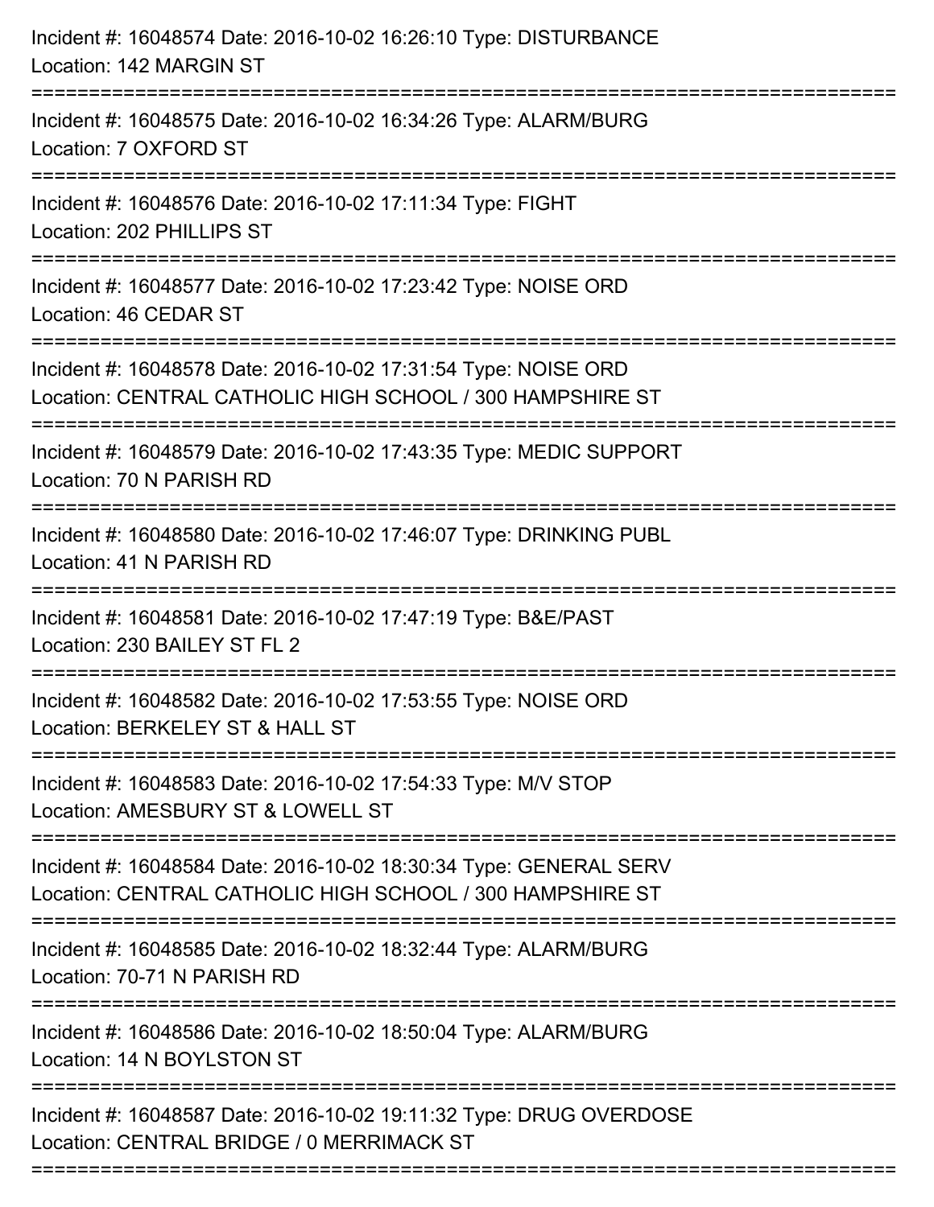Incident #: 16048574 Date: 2016-10-02 16:26:10 Type: DISTURBANCE
Location: 142 MARGIN ST

===========================================================================

Incident #: 16048575 Date: 2016-10-02 16:34:26 Type: ALARM/BURG
Location: 7 OXFORD ST

===========================================================================

Incident #: 16048576 Date: 2016-10-02 17:11:34 Type: FIGHT
Location: 202 PHILLIPS ST

===========================================================================

Incident #: 16048577 Date: 2016-10-02 17:23:42 Type: NOISE ORD
Location: 46 CEDAR ST

===========================================================================

Incident #: 16048578 Date: 2016-10-02 17:31:54 Type: NOISE ORD
Location: CENTRAL CATHOLIC HIGH SCHOOL / 300 HAMPSHIRE ST

===========================================================================

Incident #: 16048579 Date: 2016-10-02 17:43:35 Type: MEDIC SUPPORT
Location: 70 N PARISH RD

===========================================================================

Incident #: 16048580 Date: 2016-10-02 17:46:07 Type: DRINKING PUBL
Location: 41 N PARISH RD

===========================================================================

Incident #: 16048581 Date: 2016-10-02 17:47:19 Type: B&E/PAST
Location: 230 BAILEY ST FL 2

===========================================================================

Incident #: 16048582 Date: 2016-10-02 17:53:55 Type: NOISE ORD
Location: BERKELEY ST & HALL ST

===========================================================================

Incident #: 16048583 Date: 2016-10-02 17:54:33 Type: M/V STOP
Location: AMESBURY ST & LOWELL ST

===========================================================================

Incident #: 16048584 Date: 2016-10-02 18:30:34 Type: GENERAL SERV
Location: CENTRAL CATHOLIC HIGH SCHOOL / 300 HAMPSHIRE ST

===========================================================================

Incident #: 16048585 Date: 2016-10-02 18:32:44 Type: ALARM/BURG
Location: 70-71 N PARISH RD

===========================================================================

Incident #: 16048586 Date: 2016-10-02 18:50:04 Type: ALARM/BURG
Location: 14 N BOYLSTON ST

===========================================================================

Incident #: 16048587 Date: 2016-10-02 19:11:32 Type: DRUG OVERDOSE
Location: CENTRAL BRIDGE / 0 MERRIMACK ST

===========================================================================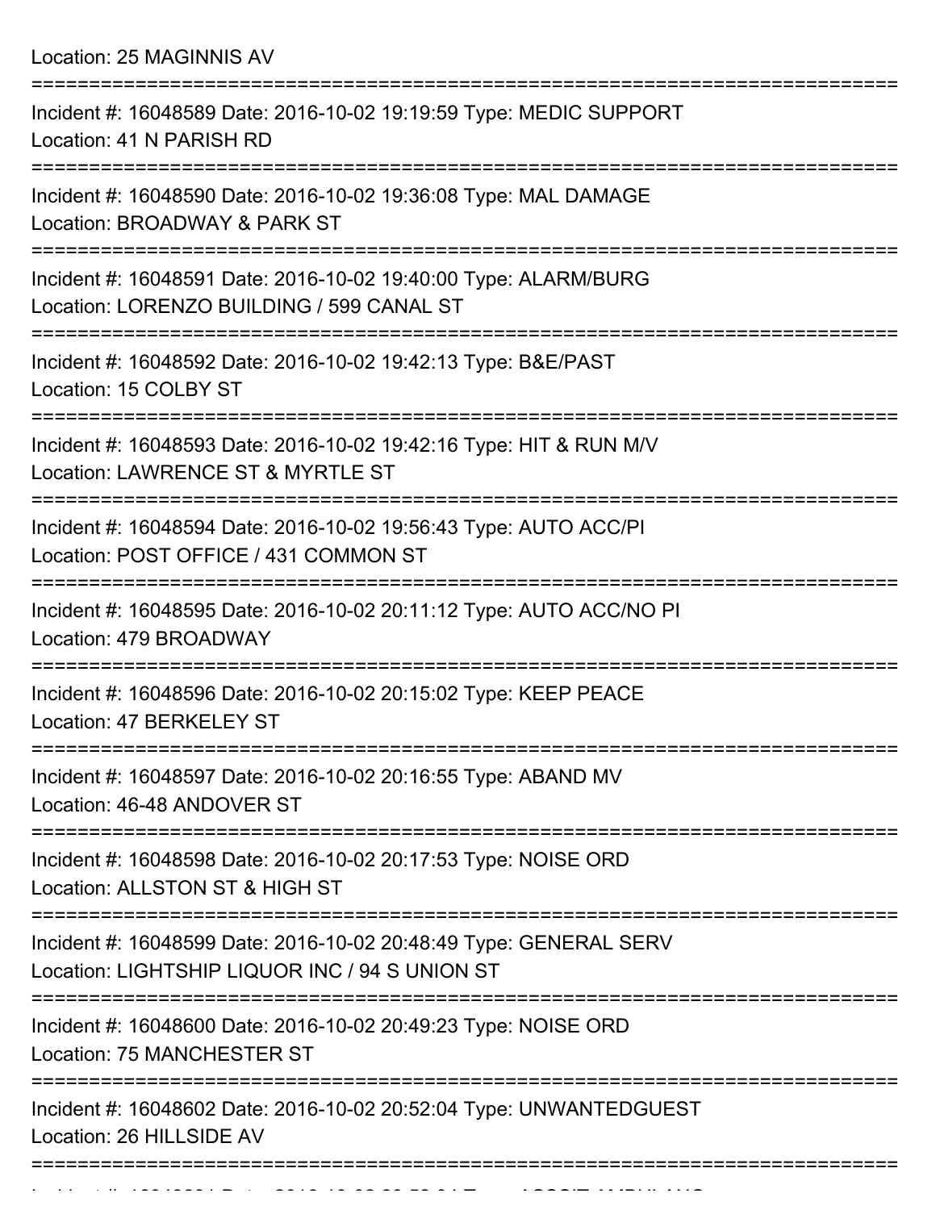Location: 25 MAGINNIS AV

===========================================================================

Incident #: 16048589 Date: 2016-10-02 19:19:59 Type: MEDIC SUPPORT
Location: 41 N PARISH RD

===========================================================================

Incident #: 16048590 Date: 2016-10-02 19:36:08 Type: MAL DAMAGE
Location: BROADWAY & PARK ST

===========================================================================

Incident #: 16048591 Date: 2016-10-02 19:40:00 Type: ALARM/BURG
Location: LORENZO BUILDING / 599 CANAL ST

===========================================================================

Incident #: 16048592 Date: 2016-10-02 19:42:13 Type: B&E/PAST
Location: 15 COLBY ST

===========================================================================

Incident #: 16048593 Date: 2016-10-02 19:42:16 Type: HIT & RUN M/V
Location: LAWRENCE ST & MYRTLE ST

===========================================================================

Incident #: 16048594 Date: 2016-10-02 19:56:43 Type: AUTO ACC/PI
Location: POST OFFICE / 431 COMMON ST

===========================================================================

Incident #: 16048595 Date: 2016-10-02 20:11:12 Type: AUTO ACC/NO PI
Location: 479 BROADWAY

===========================================================================

Incident #: 16048596 Date: 2016-10-02 20:15:02 Type: KEEP PEACE
Location: 47 BERKELEY ST

===========================================================================

Incident #: 16048597 Date: 2016-10-02 20:16:55 Type: ABAND MV
Location: 46-48 ANDOVER ST

===========================================================================

Incident #: 16048598 Date: 2016-10-02 20:17:53 Type: NOISE ORD
Location: ALLSTON ST & HIGH ST

===========================================================================

Incident #: 16048599 Date: 2016-10-02 20:48:49 Type: GENERAL SERV
Location: LIGHTSHIP LIQUOR INC / 94 S UNION ST

===========================================================================

Incident #: 16048600 Date: 2016-10-02 20:49:23 Type: NOISE ORD
Location: 75 MANCHESTER ST

===========================================================================

Incident #: 16048602 Date: 2016-10-02 20:52:04 Type: UNWANTEDGUEST
Location: 26 HILLSIDE AV

===========================================================================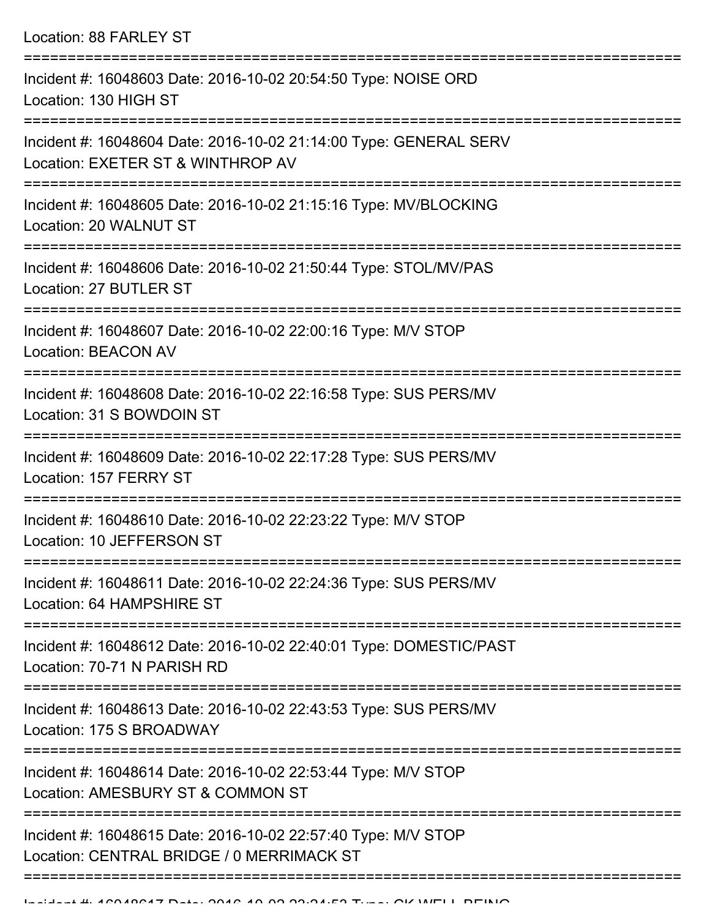Location: 88 FARLEY ST

===========================================================================

Incident #: 16048603 Date: 2016-10-02 20:54:50 Type: NOISE ORD
Location: 130 HIGH ST

===========================================================================

Incident #: 16048604 Date: 2016-10-02 21:14:00 Type: GENERAL SERV
Location: EXETER ST & WINTHROP AV

===========================================================================

Incident #: 16048605 Date: 2016-10-02 21:15:16 Type: MV/BLOCKING
Location: 20 WALNUT ST

===========================================================================

Incident #: 16048606 Date: 2016-10-02 21:50:44 Type: STOL/MV/PAS
Location: 27 BUTLER ST

===========================================================================

Incident #: 16048607 Date: 2016-10-02 22:00:16 Type: M/V STOP
Location: BEACON AV

===========================================================================

Incident #: 16048608 Date: 2016-10-02 22:16:58 Type: SUS PERS/MV
Location: 31 S BOWDOIN ST

===========================================================================

Incident #: 16048609 Date: 2016-10-02 22:17:28 Type: SUS PERS/MV
Location: 157 FERRY ST

===========================================================================

Incident #: 16048610 Date: 2016-10-02 22:23:22 Type: M/V STOP
Location: 10 JEFFERSON ST

===========================================================================

Incident #: 16048611 Date: 2016-10-02 22:24:36 Type: SUS PERS/MV
Location: 64 HAMPSHIRE ST

===========================================================================

Incident #: 16048612 Date: 2016-10-02 22:40:01 Type: DOMESTIC/PAST
Location: 70-71 N PARISH RD

===========================================================================

Incident #: 16048613 Date: 2016-10-02 22:43:53 Type: SUS PERS/MV
Location: 175 S BROADWAY

===========================================================================

Incident #: 16048614 Date: 2016-10-02 22:53:44 Type: M/V STOP
Location: AMESBURY ST & COMMON ST

===========================================================================

Incident #: 16048615 Date: 2016-10-02 22:57:40 Type: M/V STOP
Location: CENTRAL BRIDGE / 0 MERRIMACK ST

===========================================================================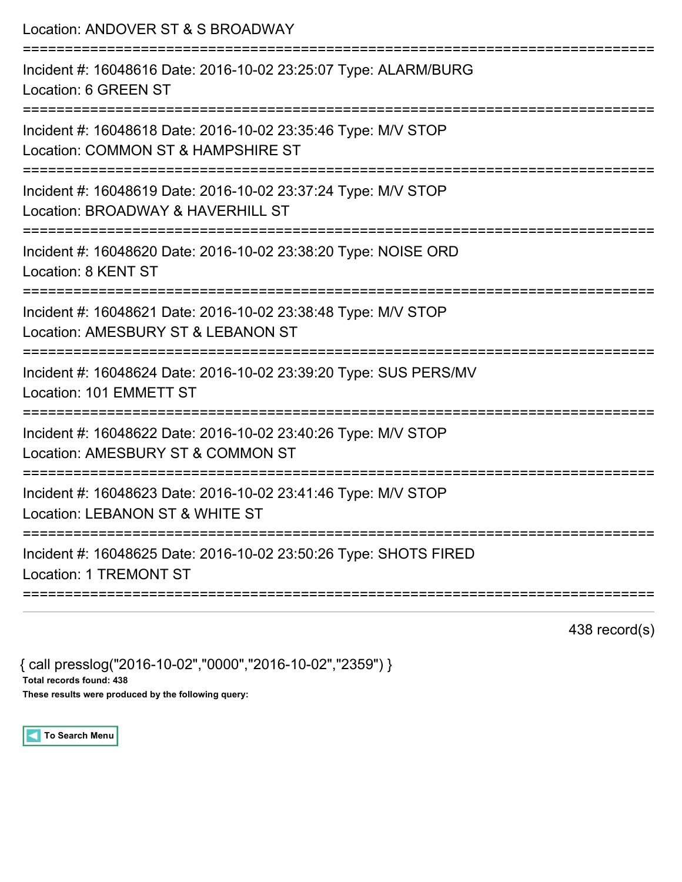Location: ANDOVER ST & S BROADWAY

===========================================================================

Incident #: 16048616 Date: 2016-10-02 23:25:07 Type: ALARM/BURG
Location: 6 GREEN ST

===========================================================================

Incident #: 16048618 Date: 2016-10-02 23:35:46 Type: M/V STOP
Location: COMMON ST & HAMPSHIRE ST

===========================================================================

Incident #: 16048619 Date: 2016-10-02 23:37:24 Type: M/V STOP
Location: BROADWAY & HAVERHILL ST

===========================================================================

Incident #: 16048620 Date: 2016-10-02 23:38:20 Type: NOISE ORD
Location: 8 KENT ST

===========================================================================

Incident #: 16048621 Date: 2016-10-02 23:38:48 Type: M/V STOP
Location: AMESBURY ST & LEBANON ST

===========================================================================

Incident #: 16048624 Date: 2016-10-02 23:39:20 Type: SUS PERS/MV
Location: 101 EMMETT ST

===========================================================================

Incident #: 16048622 Date: 2016-10-02 23:40:26 Type: M/V STOP
Location: AMESBURY ST & COMMON ST

===========================================================================

Incident #: 16048623 Date: 2016-10-02 23:41:46 Type: M/V STOP
Location: LEBANON ST & WHITE ST

===========================================================================

Incident #: 16048625 Date: 2016-10-02 23:50:26 Type: SHOTS FIRED
Location: 1 TREMONT ST

===========================================================================

438 record(s)

{ call presslog("2016-10-02","0000","2016-10-02","2359") }

**Total records found: 438**

**These results were produced by the following query:**

To Search Menu